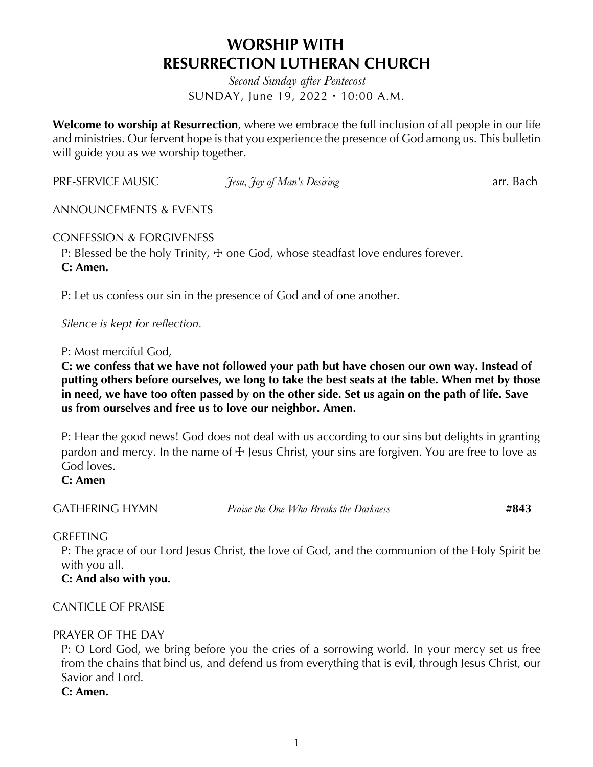# WORSHIP WITH
# RESURRECTION LUTHERAN CHURCH

*Second Sunday after Pentecost*
SUNDAY, June 19, 2022 • 10:00 A.M.

**Welcome to worship at Resurrection**, where we embrace the full inclusion of all people in our life and ministries. Our fervent hope is that you experience the presence of God among us. This bulletin will guide you as we worship together.

PRE-SERVICE MUSIC *Jesu, Joy of Man's Desiring* arr. Bach

ANNOUNCEMENTS & EVENTS

CONFESSION & FORGIVENESS

P: Blessed be the holy Trinity, ☩ one God, whose steadfast love endures forever.
**C: Amen.**

P: Let us confess our sin in the presence of God and of one another.

*Silence is kept for reflection.*

P: Most merciful God,
**C: we confess that we have not followed your path but have chosen our own way. Instead of putting others before ourselves, we long to take the best seats at the table. When met by those in need, we have too often passed by on the other side. Set us again on the path of life. Save us from ourselves and free us to love our neighbor. Amen.**

P: Hear the good news! God does not deal with us according to our sins but delights in granting pardon and mercy. In the name of ☩ Jesus Christ, your sins are forgiven. You are free to love as God loves.
**C: Amen**

GATHERING HYMN *Praise the One Who Breaks the Darkness* **#843**

GREETING

P: The grace of our Lord Jesus Christ, the love of God, and the communion of the Holy Spirit be with you all.
**C: And also with you.**

CANTICLE OF PRAISE

PRAYER OF THE DAY

P: O Lord God, we bring before you the cries of a sorrowing world. In your mercy set us free from the chains that bind us, and defend us from everything that is evil, through Jesus Christ, our Savior and Lord.
**C: Amen.**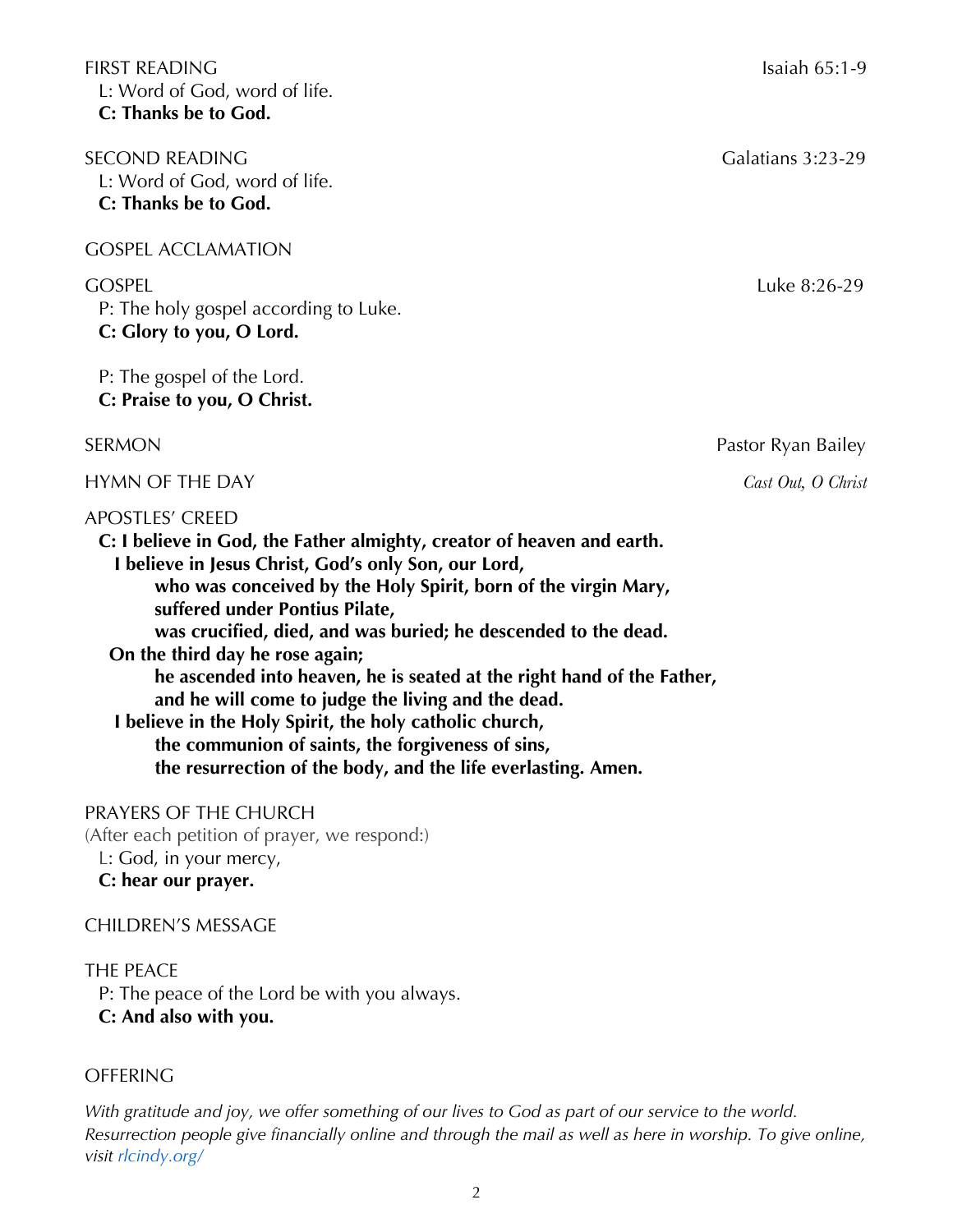FIRST READING Isaiah 65:1-9

L: Word of God, word of life.
**C: Thanks be to God.**

SECOND READING Galatians 3:23-29

L: Word of God, word of life.
**C: Thanks be to God.**

GOSPEL ACCLAMATION

GOSPEL Luke 8:26-29

P: The holy gospel according to Luke.
**C: Glory to you, O Lord.**

P: The gospel of the Lord.
**C: Praise to you, O Christ.**

SERMON Pastor Ryan Bailey

HYMN OF THE DAY *Cast Out, O Christ*

APOSTLES' CREED

**C: I believe in God, the Father almighty, creator of heaven and earth.**
**I believe in Jesus Christ, God's only Son, our Lord,**
**who was conceived by the Holy Spirit, born of the virgin Mary,**
**suffered under Pontius Pilate,**
**was crucified, died, and was buried; he descended to the dead.**
**On the third day he rose again;**
**he ascended into heaven, he is seated at the right hand of the Father,**
**and he will come to judge the living and the dead.**
**I believe in the Holy Spirit, the holy catholic church,**
**the communion of saints, the forgiveness of sins,**
**the resurrection of the body, and the life everlasting. Amen.**

PRAYERS OF THE CHURCH

(After each petition of prayer, we respond:)
L: God, in your mercy,
**C: hear our prayer.**

CHILDREN'S MESSAGE

THE PEACE

P: The peace of the Lord be with you always.
**C: And also with you.**

OFFERING

*With gratitude and joy, we offer something of our lives to God as part of our service to the world. Resurrection people give financially online and through the mail as well as here in worship. To give online, visit rlcindy.org/*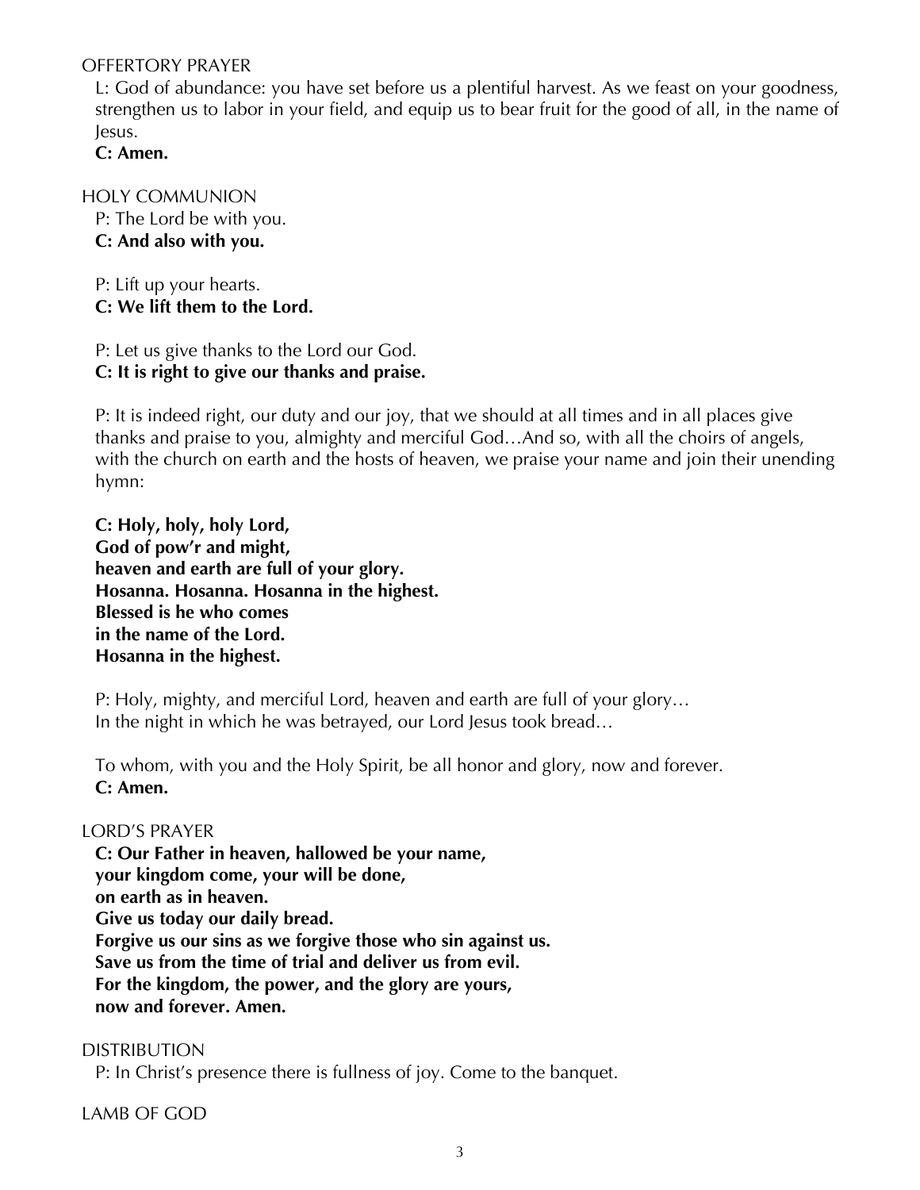OFFERTORY PRAYER

L: God of abundance: you have set before us a plentiful harvest. As we feast on your goodness, strengthen us to labor in your field, and equip us to bear fruit for the good of all, in the name of Jesus.

**C: Amen.**

HOLY COMMUNION

P: The Lord be with you.
**C: And also with you.**

P: Lift up your hearts.
**C: We lift them to the Lord.**

P: Let us give thanks to the Lord our God.
**C: It is right to give our thanks and praise.**

P: It is indeed right, our duty and our joy, that we should at all times and in all places give thanks and praise to you, almighty and merciful God…And so, with all the choirs of angels, with the church on earth and the hosts of heaven, we praise your name and join their unending hymn:

**C: Holy, holy, holy Lord,**
**God of pow'r and might,**
**heaven and earth are full of your glory.**
**Hosanna. Hosanna. Hosanna in the highest.**
**Blessed is he who comes**
**in the name of the Lord.**
**Hosanna in the highest.**

P: Holy, mighty, and merciful Lord, heaven and earth are full of your glory…
In the night in which he was betrayed, our Lord Jesus took bread…

To whom, with you and the Holy Spirit, be all honor and glory, now and forever.
**C: Amen.**

LORD'S PRAYER

**C: Our Father in heaven, hallowed be your name,**
**your kingdom come, your will be done,**
**on earth as in heaven.**
**Give us today our daily bread.**
**Forgive us our sins as we forgive those who sin against us.**
**Save us from the time of trial and deliver us from evil.**
**For the kingdom, the power, and the glory are yours,**
**now and forever. Amen.**

DISTRIBUTION

P: In Christ's presence there is fullness of joy. Come to the banquet.

LAMB OF GOD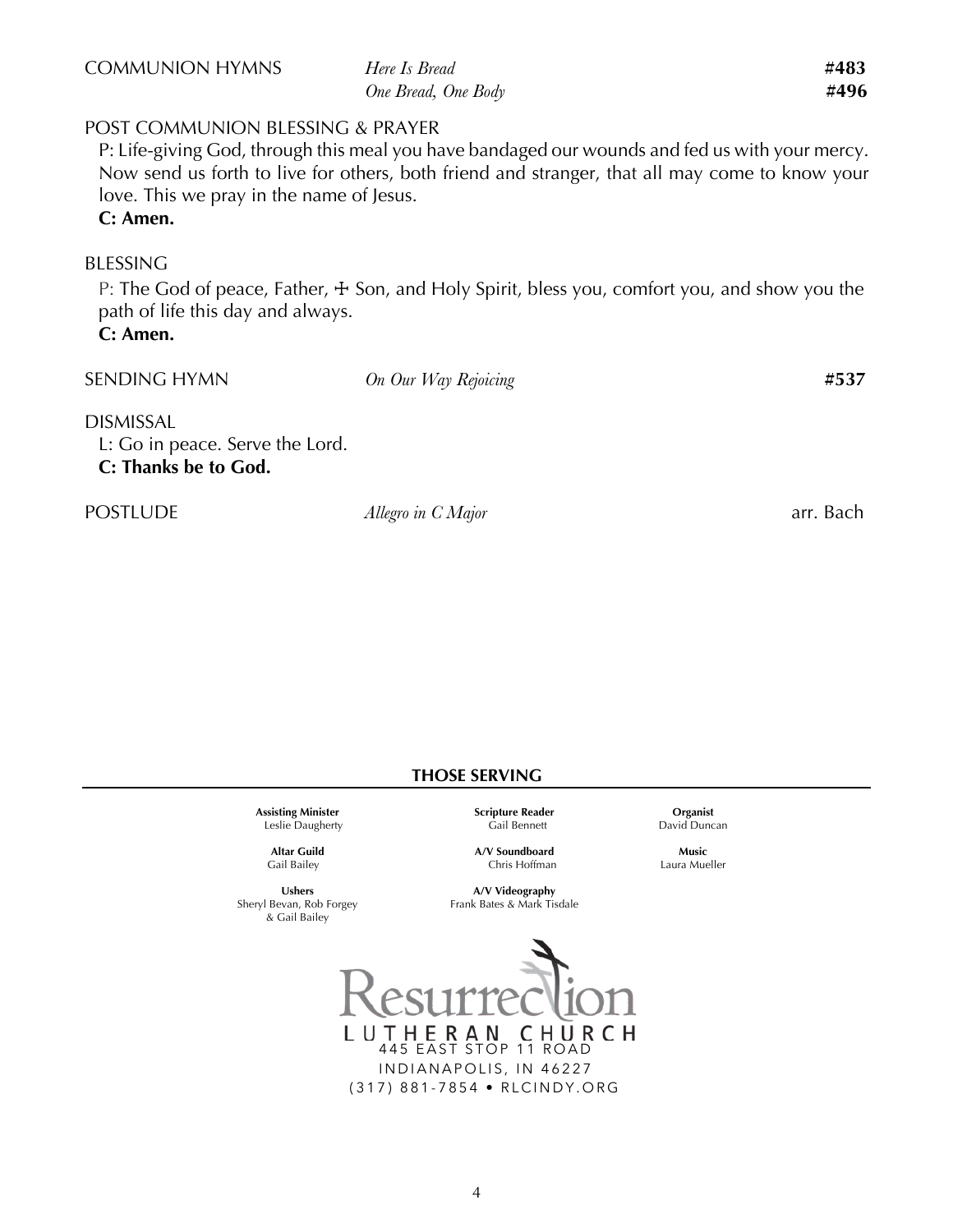COMMUNION HYMNS *Here Is Bread* **#483**
*One Bread, One Body* **#496**

POST COMMUNION BLESSING & PRAYER

P: Life-giving God, through this meal you have bandaged our wounds and fed us with your mercy. Now send us forth to live for others, both friend and stranger, that all may come to know your love. This we pray in the name of Jesus.

**C: Amen.**

BLESSING

P: The God of peace, Father, ☩ Son, and Holy Spirit, bless you, comfort you, and show you the path of life this day and always.

**C: Amen.**

SENDING HYMN *On Our Way Rejoicing* **#537**

DISMISSAL

L: Go in peace. Serve the Lord.

**C: Thanks be to God.**

POSTLUDE *Allegro in C Major* arr. Bach

## THOSE SERVING

**Assisting Minister**
Leslie Daugherty

**Altar Guild**
Gail Bailey

**Ushers**
Sheryl Bevan, Rob Forgey & Gail Bailey

**Scripture Reader**
Gail Bennett

**A/V Soundboard**
Chris Hoffman

**A/V Videography**
Frank Bates & Mark Tisdale

**Organist**
David Duncan

**Music**
Laura Mueller

Resurrection LUTHERAN CHURCH
445 EAST STOP 11 ROAD
INDIANAPOLIS, IN 46227
(317) 881-7854 • RLCINDY.ORG